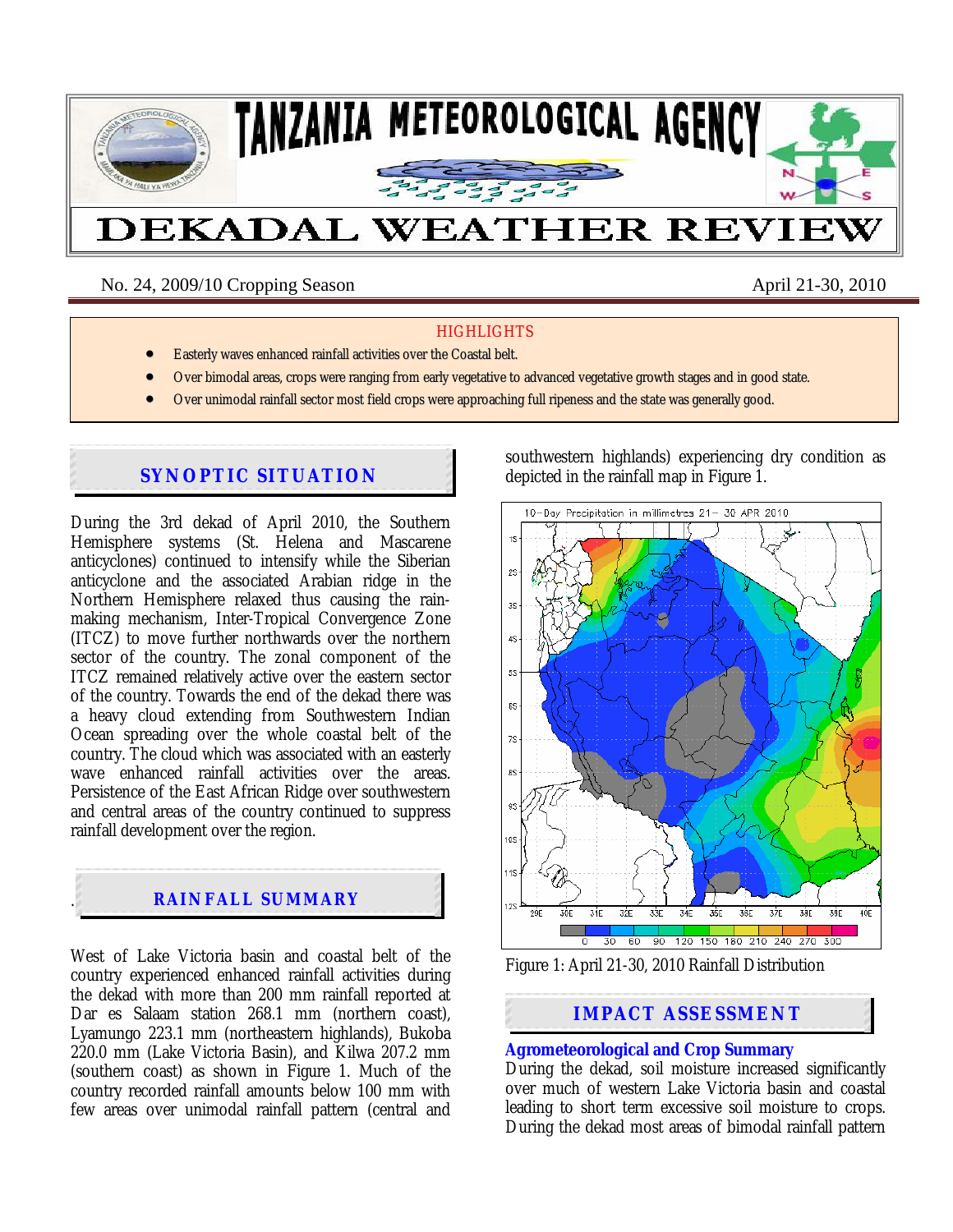# TANZANIA METEOROLOGICAL AGENCY

# DEKADAL WEATHER REVIEW

No. 24, 2009/10 Cropping Season | April 21-30, 2010

**HIGHLIGHTS**

- Easterly waves enhanced rainfall activities over the Coastal belt.
- Over bimodal areas, crops were ranging from early vegetative to advanced vegetative growth stages and in good state.
- Over unimodal rainfall sector most field crops were approaching full ripeness and the state was generally good.

## SYNOPTIC SITUATION

During the 3rd dekad of April 2010, the Southern Hemisphere systems (St. Helena and Mascarene anticyclones) continued to intensify while the Siberian anticyclone and the associated Arabian ridge in the Northern Hemisphere relaxed thus causing the rain-making mechanism, Inter-Tropical Convergence Zone (ITCZ) to move further northwards over the northern sector of the country. The zonal component of the ITCZ remained relatively active over the eastern sector of the country. Towards the end of the dekad there was a heavy cloud extending from Southwestern Indian Ocean spreading over the whole coastal belt of the country. The cloud which was associated with an easterly wave enhanced rainfall activities over the areas. Persistence of the East African Ridge over southwestern and central areas of the country continued to suppress rainfall development over the region.

## RAINFALL SUMMARY

West of Lake Victoria basin and coastal belt of the country experienced enhanced rainfall activities during the dekad with more than 200 mm rainfall reported at Dar es Salaam station 268.1 mm (northern coast), Lyamungo 223.1 mm (northeastern highlands), Bukoba 220.0 mm (Lake Victoria Basin), and Kilwa 207.2 mm (southern coast) as shown in Figure 1. Much of the country recorded rainfall amounts below 100 mm with few areas over unimodal rainfall pattern (central and southwestern highlands) experiencing dry condition as depicted in the rainfall map in Figure 1.

Figure 1: April 21-30, 2010 Rainfall Distribution

## IMPACT ASSESSMENT

### Agrometeorological and Crop Summary

During the dekad, soil moisture increased significantly over much of western Lake Victoria basin and coastal leading to short term excessive soil moisture to crops. During the dekad most areas of bimodal rainfall pattern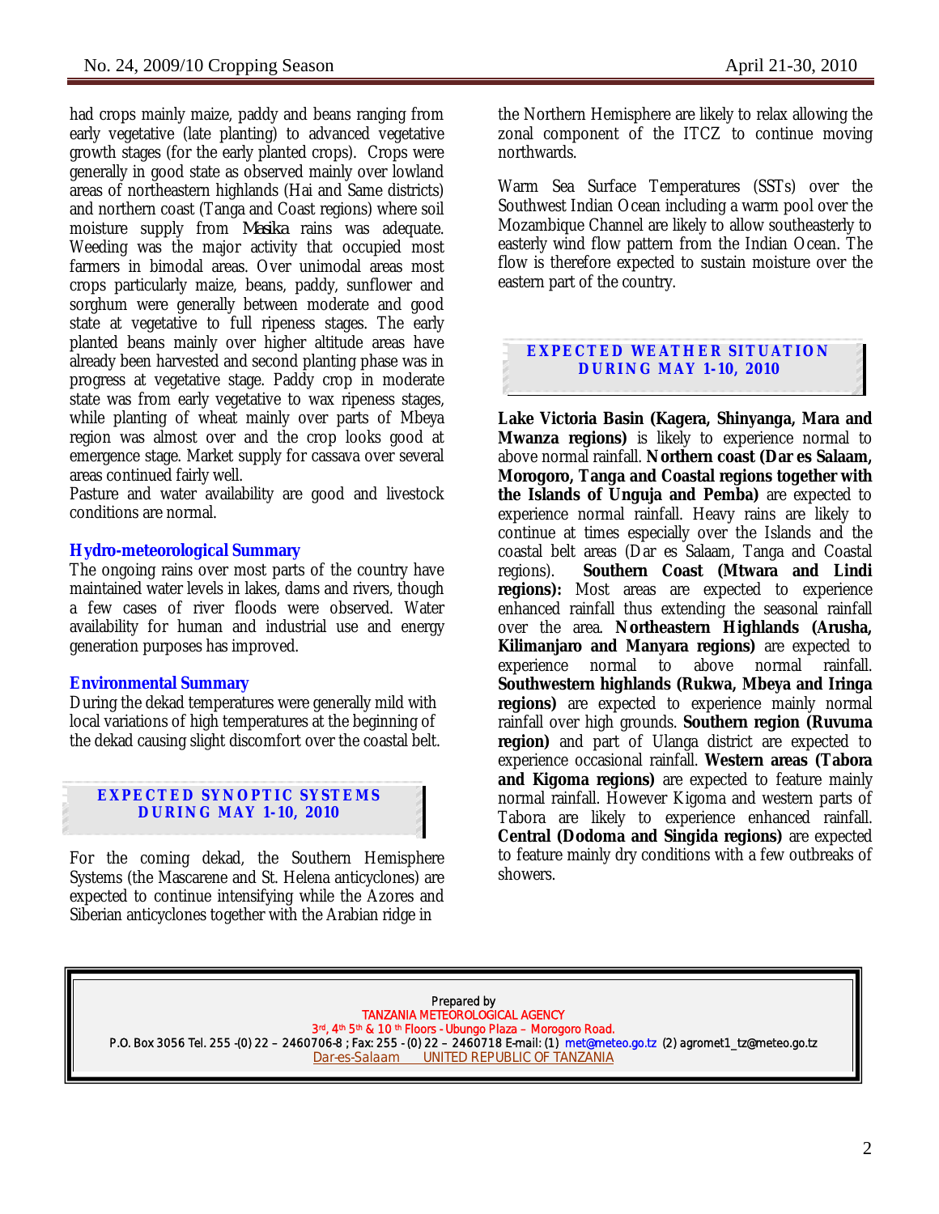had crops mainly maize, paddy and beans ranging from early vegetative (late planting) to advanced vegetative growth stages (for the early planted crops). Crops were generally in good state as observed mainly over lowland areas of northeastern highlands (Hai and Same districts) and northern coast (Tanga and Coast regions) where soil moisture supply from *Masika* rains was adequate. Weeding was the major activity that occupied most farmers in bimodal areas. Over unimodal areas most crops particularly maize, beans, paddy, sunflower and sorghum were generally between moderate and good state at vegetative to full ripeness stages. The early planted beans mainly over higher altitude areas have already been harvested and second planting phase was in progress at vegetative stage. Paddy crop in moderate state was from early vegetative to wax ripeness stages, while planting of wheat mainly over parts of Mbeya region was almost over and the crop looks good at emergence stage. Market supply for cassava over several areas continued fairly well.

Pasture and water availability are good and livestock conditions are normal.

### Hydro-meteorological Summary

The ongoing rains over most parts of the country have maintained water levels in lakes, dams and rivers, though a few cases of river floods were observed. Water availability for human and industrial use and energy generation purposes has improved.

### Environmental Summary

During the dekad temperatures were generally mild with local variations of high temperatures at the beginning of the dekad causing slight discomfort over the coastal belt.

## EXPECTED SYNOPTIC SYSTEMS DURING MAY 1-10, 2010

For the coming dekad, the Southern Hemisphere Systems (the Mascarene and St. Helena anticyclones) are expected to continue intensifying while the Azores and Siberian anticyclones together with the Arabian ridge in the Northern Hemisphere are likely to relax allowing the zonal component of the ITCZ to continue moving northwards.

Warm Sea Surface Temperatures (SSTs) over the Southwest Indian Ocean including a warm pool over the Mozambique Channel are likely to allow southeasterly to easterly wind flow pattern from the Indian Ocean. The flow is therefore expected to sustain moisture over the eastern part of the country.

## EXPECTED WEATHER SITUATION DURING MAY 1-10, 2010

**Lake Victoria Basin (Kagera, Shinyanga, Mara and Mwanza regions)** is likely to experience normal to above normal rainfall. **Northern coast (Dar es Salaam, Morogoro, Tanga and Coastal regions together with the Islands of Unguja and Pemba)** are expected to experience normal rainfall. Heavy rains are likely to continue at times especially over the Islands and the coastal belt areas (Dar es Salaam, Tanga and Coastal regions). **Southern Coast (Mtwara and Lindi regions):** Most areas are expected to experience enhanced rainfall thus extending the seasonal rainfall over the area. **Northeastern Highlands (Arusha, Kilimanjaro and Manyara regions)** are expected to experience normal to above normal rainfall. **Southwestern highlands (Rukwa, Mbeya and Iringa regions)** are expected to experience mainly normal rainfall over high grounds. **Southern region (Ruvuma region)** and part of Ulanga district are expected to experience occasional rainfall. **Western areas (Tabora and Kigoma regions)** are expected to feature mainly normal rainfall. However Kigoma and western parts of Tabora are likely to experience enhanced rainfall. **Central (Dodoma and Singida regions)** are expected to feature mainly dry conditions with a few outbreaks of showers.

Prepared by
TANZANIA METEOROLOGICAL AGENCY
3rd, 4th 5th & 10 th Floors - Ubungo Plaza – Morogoro Road.
P.O. Box 3056 Tel. 255 -(0) 22 – 2460706-8 ; Fax: 255 - (0) 22 – 2460718 E-mail: (1) met@meteo.go.tz (2) agromet1_tz@meteo.go.tz
Dar-es-Salaam UNITED REPUBLIC OF TANZANIA